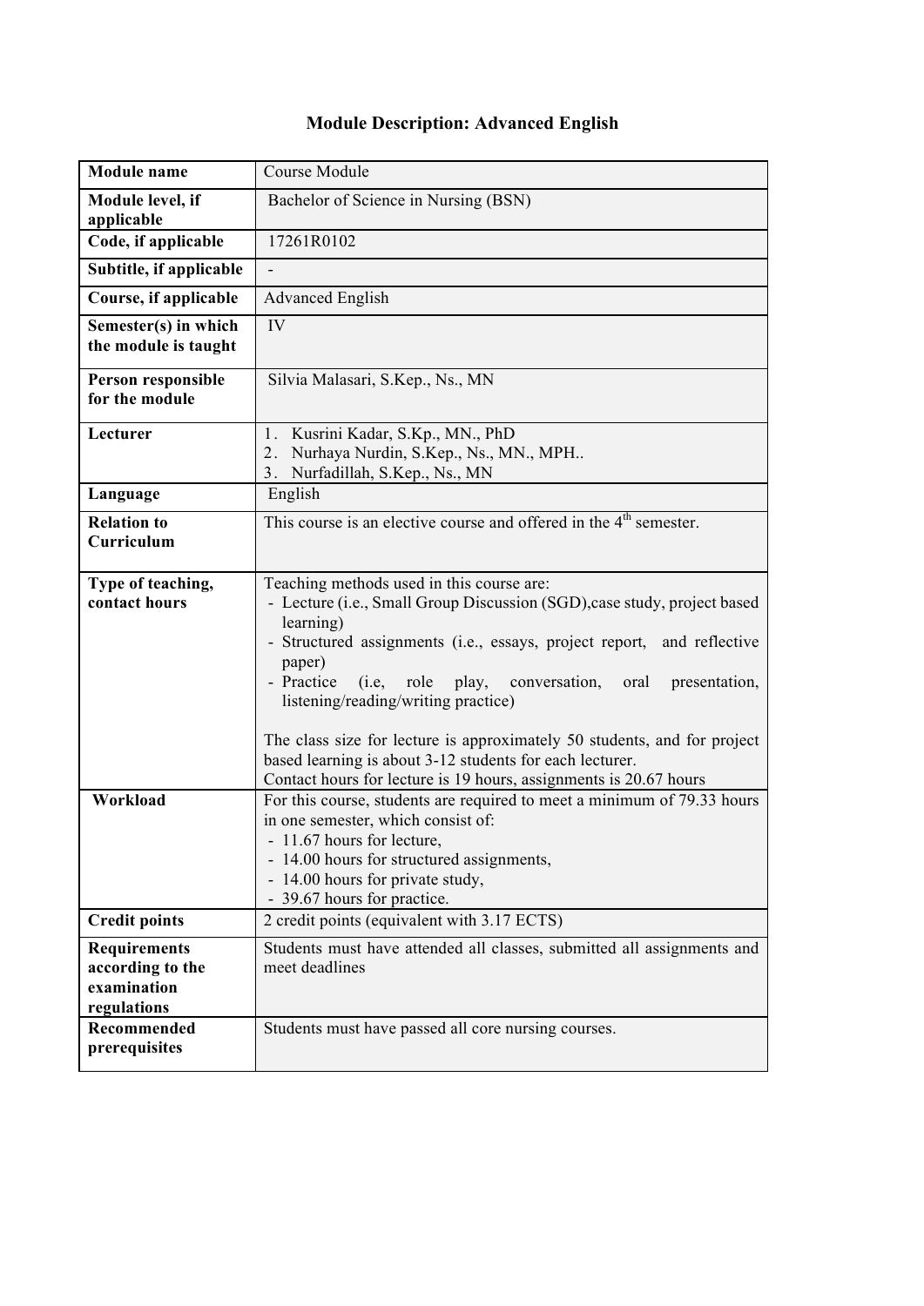# Module Description: Advanced English

| Module name | Course Module |
|---|---|
| Module level, if applicable | Bachelor of Science in Nursing (BSN) |
| Code, if applicable | 17261R0102 |
| Subtitle, if applicable | - |
| Course, if applicable | Advanced English |
| Semester(s) in which the module is taught | IV |
| Person responsible for the module | Silvia Malasari, S.Kep., Ns., MN |
| Lecturer | 1. Kusrini Kadar, S.Kp., MN., PhD<br>2. Nurhaya Nurdin, S.Kep., Ns., MN., MPH..<br>3. Nurfadillah, S.Kep., Ns., MN |
| Language | English |
| Relation to Curriculum | This course is an elective course and offered in the 4th semester. |
| Type of teaching, contact hours | Teaching methods used in this course are:<br>- Lecture (i.e., Small Group Discussion (SGD),case study, project based learning)<br>- Structured assignments (i.e., essays, project report, and reflective paper)<br>- Practice (i.e, role play, conversation, oral presentation, listening/reading/writing practice)<br><br>The class size for lecture is approximately 50 students, and for project based learning is about 3-12 students for each lecturer.<br>Contact hours for lecture is 19 hours, assignments is 20.67 hours |
| Workload | For this course, students are required to meet a minimum of 79.33 hours in one semester, which consist of:<br>- 11.67 hours for lecture,<br>- 14.00 hours for structured assignments,<br>- 14.00 hours for private study,<br>- 39.67 hours for practice. |
| Credit points | 2 credit points (equivalent with 3.17 ECTS) |
| Requirements according to the examination regulations | Students must have attended all classes, submitted all assignments and meet deadlines |
| Recommended prerequisites | Students must have passed all core nursing courses. |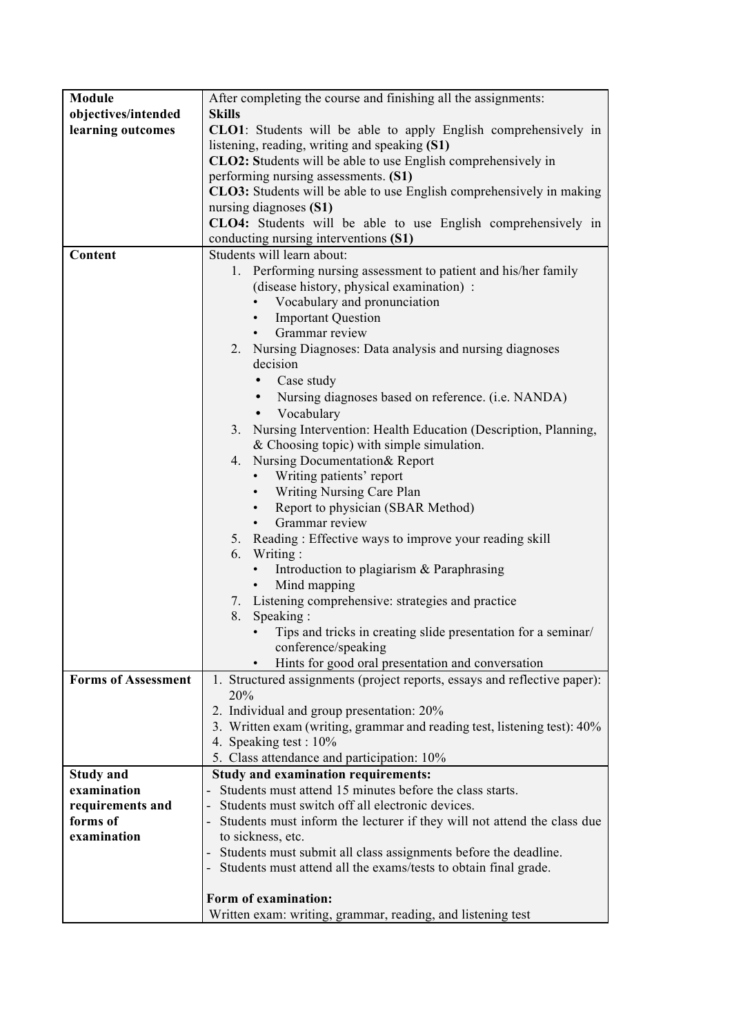| | |
|---|---|
| **Module objectives/intended learning outcomes** | After completing the course and finishing all the assignments:<br>**Skills**<br>**CLO1**: Students will be able to apply English comprehensively in listening, reading, writing and speaking **(S1)**<br>**CLO2: S**tudents will be able to use English comprehensively in performing nursing assessments. **(S1)**<br>**CLO3:** Students will be able to use English comprehensively in making nursing diagnoses **(S1)**<br>**CLO4:** Students will be able to use English comprehensively in conducting nursing interventions **(S1)** |
| **Content** | Students will learn about:<br>1. Performing nursing assessment to patient and his/her family (disease history, physical examination) :<br>• Vocabulary and pronunciation<br>• Important Question<br>• Grammar review<br>2. Nursing Diagnoses: Data analysis and nursing diagnoses decision<br>• Case study<br>• Nursing diagnoses based on reference. (i.e. NANDA)<br>• Vocabulary<br>3. Nursing Intervention: Health Education (Description, Planning, & Choosing topic) with simple simulation.<br>4. Nursing Documentation& Report<br>• Writing patients' report<br>• Writing Nursing Care Plan<br>• Report to physician (SBAR Method)<br>• Grammar review<br>5. Reading : Effective ways to improve your reading skill<br>6. Writing :<br>• Introduction to plagiarism & Paraphrasing<br>• Mind mapping<br>7. Listening comprehensive: strategies and practice<br>8. Speaking :<br>• Tips and tricks in creating slide presentation for a seminar/ conference/speaking<br>• Hints for good oral presentation and conversation |
| **Forms of Assessment** | 1. Structured assignments (project reports, essays and reflective paper): 20%<br>2. Individual and group presentation: 20%<br>3. Written exam (writing, grammar and reading test, listening test): 40%<br>4. Speaking test : 10%<br>5. Class attendance and participation: 10% |
| **Study and examination requirements and forms of examination** | **Study and examination requirements:**<br>- Students must attend 15 minutes before the class starts.<br>- Students must switch off all electronic devices.<br>- Students must inform the lecturer if they will not attend the class due to sickness, etc.<br>- Students must submit all class assignments before the deadline.<br>- Students must attend all the exams/tests to obtain final grade.<br><br>**Form of examination:**<br>Written exam: writing, grammar, reading, and listening test |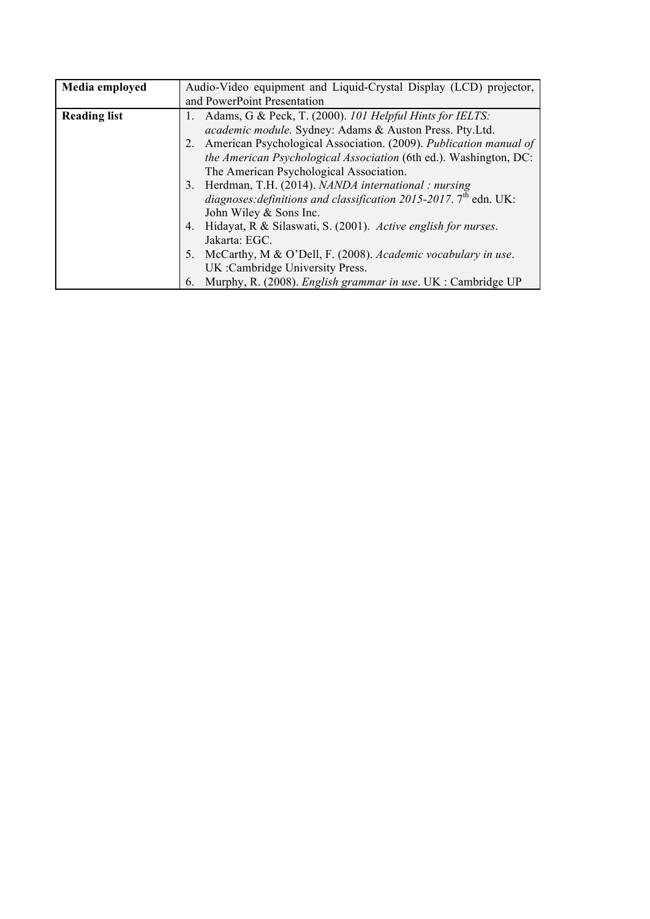| | |
|---|---|
| **Media employed** | Audio-Video equipment and Liquid-Crystal Display (LCD) projector, and PowerPoint Presentation |
| **Reading list** | 1. Adams, G & Peck, T. (2000). *101 Helpful Hints for IELTS: academic module.* Sydney: Adams & Auston Press. Pty.Ltd.<br>2. American Psychological Association. (2009). *Publication manual of the American Psychological Association* (6th ed.). Washington, DC: The American Psychological Association.<br>3. Herdman, T.H. (2014). *NANDA international : nursing diagnoses:definitions and classification 2015-2017*. 7th edn. UK: John Wiley & Sons Inc.<br>4. Hidayat, R & Silaswati, S. (2001). *Active english for nurses*. Jakarta: EGC.<br>5. McCarthy, M & O'Dell, F. (2008). *Academic vocabulary in use*. UK :Cambridge University Press.<br>6. Murphy, R. (2008). *English grammar in use*. UK : Cambridge UP |